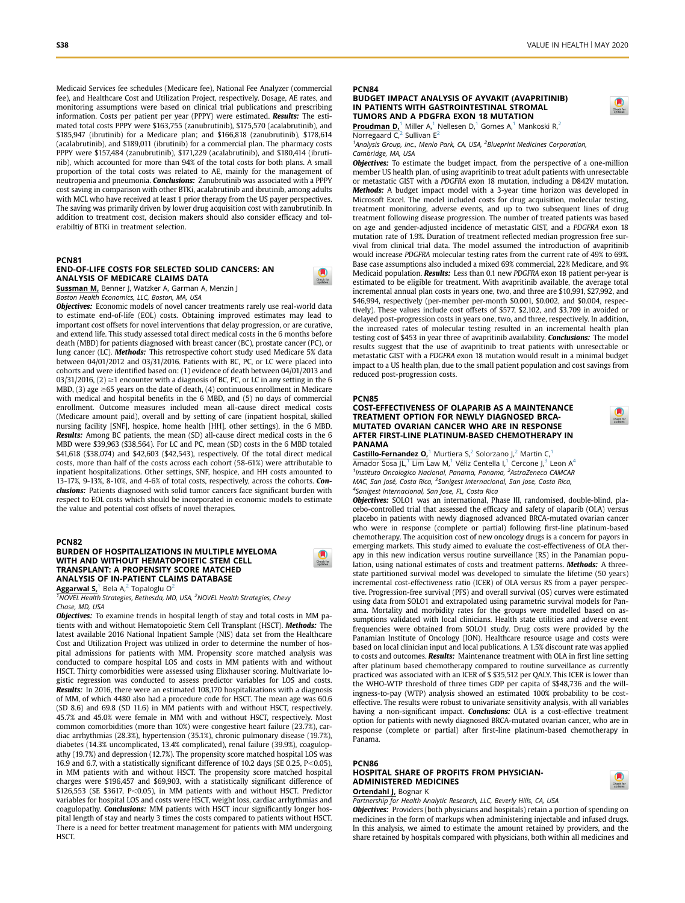Medicaid Services fee schedules (Medicare fee), National Fee Analyzer (commercial fee), and Healthcare Cost and Utilization Project, respectively. Dosage, AE rates, and monitoring assumptions were based on clinical trial publications and prescribing information. Costs per patient per year (PPPY) were estimated. ***Results:*** The estimated total costs PPPY were $163,755 (zanubrutinib), $175,570 (acalabrutinib), and $185,947 (ibrutinib) for a Medicare plan; and $166,818 (zanubrutinib), $178,614 (acalabrutinib), and $189,011 (ibrutinib) for a commercial plan. The pharmacy costs PPPY were $157,484 (zanubrutinib), $171,229 (acalabrutinib), and $180,414 (ibrutinib), which accounted for more than 94% of the total costs for both plans. A small proportion of the total costs was related to AE, mainly for the management of neutropenia and pneumonia. ***Conclusions:*** Zanubrutinib was associated with a PPPY cost saving in comparison with other BTKi, acalabrutinib and ibrutinib, among adults with MCL who have received at least 1 prior therapy from the US payer perspectives. The saving was primarily driven by lower drug acquisition cost with zanubrutinib. In addition to treatment cost, decision makers should also consider efficacy and tolerabiltiy of BTKi in treatment selection.

## PCN81

### END-OF-LIFE COSTS FOR SELECTED SOLID CANCERS: AN ANALYSIS OF MEDICARE CLAIMS DATA

**Sussman M**, Benner J, Watzker A, Garman A, Menzin J

*Boston Health Economics, LLC, Boston, MA, USA*

***Objectives:*** Economic models of novel cancer treatments rarely use real-world data to estimate end-of-life (EOL) costs. Obtaining improved estimates may lead to important cost offsets for novel interventions that delay progression, or are curative, and extend life. This study assessed total direct medical costs in the 6 months before death (MBD) for patients diagnosed with breast cancer (BC), prostate cancer (PC), or lung cancer (LC). ***Methods:*** This retrospective cohort study used Medicare 5% data between 04/01/2012 and 03/31/2016. Patients with BC, PC, or LC were placed into cohorts and were identified based on: (1) evidence of death between 04/01/2013 and 03/31/2016, (2) ≥1 encounter with a diagnosis of BC, PC, or LC in any setting in the 6 MBD, (3) age ≥65 years on the date of death, (4) continuous enrollment in Medicare with medical and hospital benefits in the 6 MBD, and (5) no days of commercial enrollment. Outcome measures included mean all-cause direct medical costs (Medicare amount paid), overall and by setting of care (inpatient hospital, skilled nursing facility [SNF], hospice, home health [HH], other settings), in the 6 MBD. ***Results:*** Among BC patients, the mean (SD) all-cause direct medical costs in the 6 MBD were $39,963 ($38,564). For LC and PC, mean (SD) costs in the 6 MBD totaled $41,618 ($38,074) and $42,603 ($42,543), respectively. Of the total direct medical costs, more than half of the costs across each cohort (58-61%) were attributable to inpatient hospitalizations. Other settings, SNF, hospice, and HH costs amounted to 13-17%, 9-13%, 8-10%, and 4-6% of total costs, respectively, across the cohorts. ***Conclusions:*** Patients diagnosed with solid tumor cancers face significant burden with respect to EOL costs which should be incorporated in economic models to estimate the value and potential cost offsets of novel therapies.

## PCN82

### BURDEN OF HOSPITALIZATIONS IN MULTIPLE MYELOMA WITH AND WITHOUT HEMATOPOIETIC STEM CELL TRANSPLANT: A PROPENSITY SCORE MATCHED ANALYSIS OF IN-PATIENT CLAIMS DATABASE

**Aggarwal S**,[1] Bela A,[2] Topaloglu O[2]

[1]*NOVEL Health Strategies, Bethesda, MD, USA,* [2]*NOVEL Health Strategies, Chevy Chase, MD, USA*

***Objectives:*** To examine trends in hospital length of stay and total costs in MM patients with and without Hematopoietic Stem Cell Transplant (HSCT). ***Methods:*** The latest available 2016 National Inpatient Sample (NIS) data set from the Healthcare Cost and Utilization Project was utilized in order to determine the number of hospital admissions for patients with MM. Propensity score matched analysis was conducted to compare hospital LOS and costs in MM patients with and without HSCT. Thirty comorbidities were assessed using Elixhauser scoring. Multivariate logistic regression was conducted to assess predictor variables for LOS and costs. ***Results:*** In 2016, there were an estimated 108,170 hospitalizations with a diagnosis of MM, of which 4480 also had a procedure code for HSCT. The mean age was 60.6 (SD 8.6) and 69.8 (SD 11.6) in MM patients with and without HSCT, respectively. 45.7% and 45.0% were female in MM with and without HSCT, respectively. Most common comorbidities (more than 10%) were congestive heart failure (23.7%), cardiac arrhythmias (28.3%), hypertension (35.1%), chronic pulmonary disease (19.7%), diabetes (14.3% uncomplicated, 13.4% complicated), renal failure (39.9%), coagulopathy (19.7%) and depression (12.7%). The propensity score matched hospital LOS was 16.9 and 6.7, with a statistically significant difference of 10.2 days (SE 0.25, $P<0.05$), in MM patients with and without HSCT. The propensity score matched hospital charges were $196,457 and $69,903, with a statistically significant difference of $126,553 (SE $3617, $P<0.05$), in MM patients with and without HSCT. Predictor variables for hospital LOS and costs were HSCT, weight loss, cardiac arrhythmias and coagulopathy. ***Conclusions:*** MM patients with HSCT incur significantly longer hospital length of stay and nearly 3 times the costs compared to patients without HSCT. There is a need for better treatment management for patients with MM undergoing HSCT.

## PCN84

### BUDGET IMPACT ANALYSIS OF AYVAKIT (AVAPRITINIB) IN PATIENTS WITH GASTROINTESTINAL STROMAL TUMORS AND A PDGFRA EXON 18 MUTATION

**Proudman D**,[1] Miller A,[1] Nellesen D,[1] Gomes A,[1] Mankoski R,[2] Norregaard C,[2] Sullivan E[2]

[1]*Analysis Group, Inc., Menlo Park, CA, USA,* [2]*Blueprint Medicines Corporation, Cambridge, MA, USA*

***Objectives:*** To estimate the budget impact, from the perspective of a one-million member US health plan, of using avapritinib to treat adult patients with unresectable or metastatic GIST with a *PDGFRA* exon 18 mutation, including a D842V mutation. ***Methods:*** A budget impact model with a 3-year time horizon was developed in Microsoft Excel. The model included costs for drug acquisition, molecular testing, treatment monitoring, adverse events, and up to two subsequent lines of drug treatment following disease progression. The number of treated patients was based on age and gender-adjusted incidence of metastatic GIST, and a *PDGFRA* exon 18 mutation rate of 1.9%. Duration of treatment reflected median progression free survival from clinical trial data. The model assumed the introduction of avapritinib would increase *PDGFRA* molecular testing rates from the current rate of 49% to 69%. Base case assumptions also included a mixed 69% commercial, 22% Medicare, and 9% Medicaid population. ***Results:*** Less than 0.1 new *PDGFRA* exon 18 patient per-year is estimated to be eligible for treatment. With avapritinib available, the average total incremental annual plan costs in years one, two, and three are $10,991, $27,992, and $46,994, respectively (per-member per-month $0.001, $0.002, and $0.004, respectively). These values include cost offsets of $577, $2,102, and $3,709 in avoided or delayed post-progression costs in years one, two, and three, respectively. In addition, the increased rates of molecular testing resulted in an incremental health plan testing cost of $453 in year three of avapritinib availability. ***Conclusions:*** The model results suggest that the use of avapritinib to treat patients with unresectable or metastatic GIST with a *PDGFRA* exon 18 mutation would result in a minimal budget impact to a US health plan, due to the small patient population and cost savings from reduced post-progression costs.

## PCN85

### COST-EFFECTIVENESS OF OLAPARIB AS A MAINTENANCE TREATMENT OPTION FOR NEWLY DIAGNOSED BRCA-MUTATED OVARIAN CANCER WHO ARE IN RESPONSE AFTER FIRST-LINE PLATINUM-BASED CHEMOTHERAPY IN PANAMA

**Castillo-Fernandez O**,[1] Murtiera S,[2] Solorzano J,[2] Martin C,[1] Amador Sosa JL,[1] Lim Law M,[1] Véliz Centella I,[1] Cercone J,[3] Leon A[4]

[1]*Instituto Oncologico Nacional, Panama, Panama,* [2]*AstraZeneca CAMCAR MAC, San José, Costa Rica,* [3]*Sanigest Internacional, San Jose, Costa Rica,* [4]*Sanigest Internacional, San Jose, FL, Costa Rica*

***Objectives:*** SOLO1 was an international, Phase III, randomised, double-blind, placebo-controlled trial that assessed the efficacy and safety of olaparib (OLA) versus placebo in patients with newly diagnosed advanced BRCA-mutated ovarian cancer who were in response (complete or partial) following first-line platinum-based chemotherapy. The acquisition cost of new oncology drugs is a concern for payors in emerging markets. This study aimed to evaluate the cost-effectiveness of OLA therapy in this new indication versus routine surveillance (RS) in the Panamian population, using national estimates of costs and treatment patterns. ***Methods:*** A three-state partitioned survival model was developed to simulate the lifetime (50 years) incremental cost-effectiveness ratio (ICER) of OLA versus RS from a payer perspective. Progression-free survival (PFS) and overall survival (OS) curves were estimated using data from SOLO1 and extrapolated using parametric survival models for Panama. Mortality and morbidity rates for the groups were modelled based on assumptions validated with local clinicians. Health state utilities and adverse event frequencies were obtained from SOLO1 study. Drug costs were provided by the Panamian Institute of Oncology (ION). Healthcare resource usage and costs were based on local clinician input and local publications. A 1.5% discount rate was applied to costs and outcomes. ***Results:*** Maintenance treatment with OLA in first line setting after platinum based chemotherapy compared to routine surveillance as currently practiced was associated with an ICER of $ $35,512 per QALY. This ICER is lower than the WHO-WTP threshold of three times GDP per capita of $$48,736 and the willingness-to-pay (WTP) analysis showed an estimated 100% probability to be cost-effective. The results were robust to univariate sensitivity analysis, with all variables having a non-significant impact. ***Conclusions:*** OLA is a cost-effective treatment option for patients with newly diagnosed BRCA-mutated ovarian cancer, who are in response (complete or partial) after first-line platinum-based chemotherapy in Panama.

## PCN86

### HOSPITAL SHARE OF PROFITS FROM PHYSICIAN-ADMINISTERED MEDICINES

**Ortendahl J**, Bognar K

*Partnership for Health Analytic Research, LLC, Beverly Hills, CA, USA*

***Objectives:*** Providers (both physicians and hospitals) retain a portion of spending on medicines in the form of markups when administering injectable and infused drugs. In this analysis, we aimed to estimate the amount retained by providers, and the share retained by hospitals compared with physicians, both within all medicines and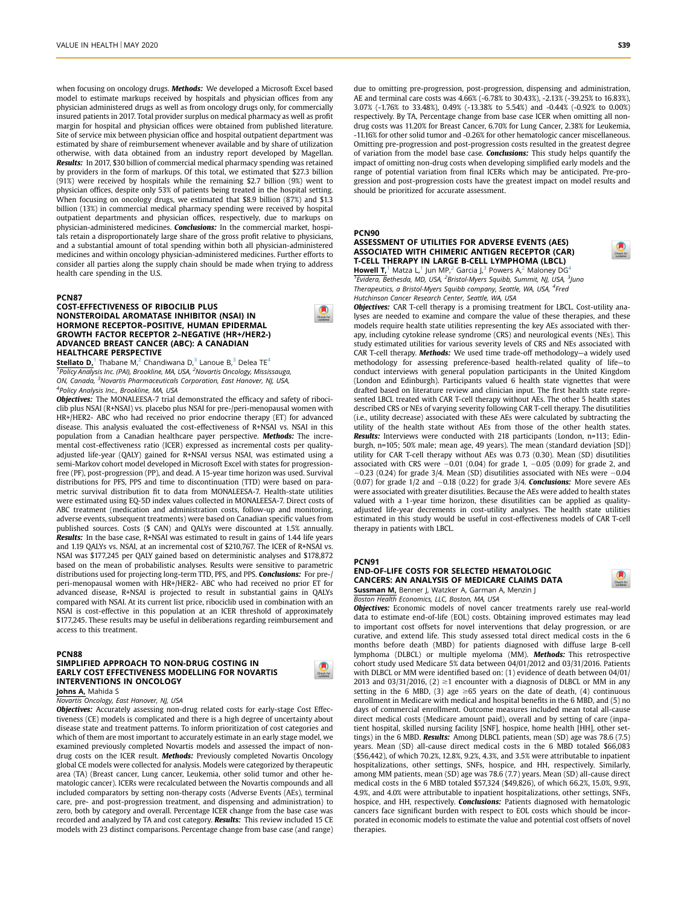when focusing on oncology drugs. ***Methods:*** We developed a Microsoft Excel based model to estimate markups received by hospitals and physician offices from any physician administered drugs as well as from oncology drugs only, for commercially insured patients in 2017. Total provider surplus on medical pharmacy as well as profit margin for hospital and physician offices were obtained from published literature. Site of service mix between physician office and hospital outpatient department was estimated by share of reimbursement whenever available and by share of utilization otherwise, with data obtained from an industry report developed by Magellan. ***Results:*** In 2017, $30 billion of commercial medical pharmacy spending was retained by providers in the form of markups. Of this total, we estimated that $27.3 billion (91%) were received by hospitals while the remaining $2.7 billion (9%) went to physician offices, despite only 53% of patients being treated in the hospital setting. When focusing on oncology drugs, we estimated that $8.9 billion (87%) and $1.3 billion (13%) in commercial medical pharmacy spending were received by hospital outpatient departments and physician offices, respectively, due to markups on physician-administered medicines. ***Conclusions:*** In the commercial market, hospitals retain a disproportionately large share of the gross profit relative to physicians, and a substantial amount of total spending within both all physician-administered medicines and within oncology physician-administered medicines. Further efforts to consider all parties along the supply chain should be made when trying to address health care spending in the U.S.

## PCN87

### COST-EFFECTIVENESS OF RIBOCILIB PLUS NONSTEROIDAL AROMATASE INHIBITOR (NSAI) IN HORMONE RECEPTOR–POSITIVE, HUMAN EPIDERMAL GROWTH FACTOR RECEPTOR 2–NEGATIVE (HR+/HER2-) ADVANCED BREAST CANCER (ABC): A CANADIAN HEALTHCARE PERSPECTIVE

**Stellato D,**[1] Thabane M,[2] Chandiwana D,[3] Lanoue B,[3] Delea TE[4]

*[1]Policy Analysis Inc. (PAI), Brookline, MA, USA, [2]Novartis Oncology, Mississauga, ON, Canada, [3]Novartis Pharmaceuticals Corporation, East Hanover, NJ, USA, [4]Policy Analysis Inc., Brookline, MA, USA*

***Objectives:*** The MONALEESA-7 trial demonstrated the efficacy and safety of ribociclib plus NSAI (R+NSAI) vs. placebo plus NSAI for pre-/peri-menopausal women with HR+/HER2- ABC who had received no prior endocrine therapy (ET) for advanced disease. This analysis evaluated the cost-effectiveness of R+NSAI vs. NSAI in this population from a Canadian healthcare payer perspective. ***Methods:*** The incremental cost-effectiveness ratio (ICER) expressed as incremental costs per quality-adjusted life-year (QALY) gained for R+NSAI versus NSAI, was estimated using a semi-Markov cohort model developed in Microsoft Excel with states for progression-free (PF), post-progression (PP), and dead. A 15-year time horizon was used. Survival distributions for PFS, PPS and time to discontinuation (TTD) were based on parametric survival distribution fit to data from MONALEESA-7. Health-state utilities were estimated using EQ-5D index values collected in MONALEESA-7. Direct costs of ABC treatment (medication and administration costs, follow-up and monitoring, adverse events, subsequent treatments) were based on Canadian specific values from published sources. Costs ($ CAN) and QALYs were discounted at 1.5% annually. ***Results:*** In the base case, R+NSAI was estimated to result in gains of 1.44 life years and 1.19 QALYs vs. NSAI, at an incremental cost of $210,767. The ICER of R+NSAI vs. NSAI was $177,245 per QALY gained based on deterministic analyses and $178,872 based on the mean of probabilistic analyses. Results were sensitive to parametric distributions used for projecting long-term TTD, PFS, and PPS. ***Conclusions:*** For pre-/peri-menopausal women with HR+/HER2- ABC who had received no prior ET for advanced disease, R+NSAI is projected to result in substantial gains in QALYs compared with NSAI. At its current list price, ribociclib used in combination with an NSAI is cost-effective in this population at an ICER threshold of approximately $177,245. These results may be useful in deliberations regarding reimbursement and access to this treatment.

## PCN88

### SIMPLIFIED APPROACH TO NON-DRUG COSTING IN EARLY COST EFFECTIVENESS MODELLING FOR NOVARTIS INTERVENTIONS IN ONCOLOGY

**Johns A,** Mahida S

*Novartis Oncology, East Hanover, NJ, USA*

***Objectives:*** Accurately assessing non-drug related costs for early-stage Cost Effectiveness (CE) models is complicated and there is a high degree of uncertainty about disease state and treatment patterns. To inform prioritization of cost categories and which of them are most important to accurately estimate in an early stage model, we examined previously completed Novartis models and assessed the impact of non-drug costs on the ICER result. ***Methods:*** Previously completed Novartis Oncology global CE models were collected for analysis. Models were categorized by therapeutic area (TA) (Breast cancer, Lung cancer, Leukemia, other solid tumor and other hematologic cancer). ICERs were recalculated between the Novartis compounds and all included comparators by setting non-therapy costs (Adverse Events (AEs), terminal care, pre- and post-progression treatment, and dispensing and administration) to zero, both by category and overall. Percentage ICER change from the base case was recorded and analyzed by TA and cost category. ***Results:*** This review included 15 CE models with 23 distinct comparisons. Percentage change from base case (and range) due to omitting pre-progression, post-progression, dispensing and administration, AE and terminal care costs was 4.66% (-6.78% to 30.43%), -2.13% (-39.25% to 16.83%), 3.07% (-1.76% to 33.48%), 0.49% (-13.38% to 5.54%) and -0.44% (-0.92% to 0.00%) respectively. By TA, Percentage change from base case ICER when omitting all non-drug costs was 11.20% for Breast Cancer, 6.70% for Lung Cancer, 2.38% for Leukemia, -11.16% for other solid tumor and -0.26% for other hematologic cancer miscellaneous. Omitting pre-progression and post-progression costs resulted in the greatest degree of variation from the model base case. ***Conclusions:*** This study helps quantify the impact of omitting non-drug costs when developing simplified early models and the range of potential variation from final ICERs which may be anticipated. Pre-progression and post-progression costs have the greatest impact on model results and should be prioritized for accurate assessment.

## PCN90

### ASSESSMENT OF UTILITIES FOR ADVERSE EVENTS (AES) ASSOCIATED WITH CHIMERIC ANTIGEN RECEPTOR (CAR) T-CELL THERAPY IN LARGE B-CELL LYMPHOMA (LBCL)

**Howell T,**[1] Matza L,[1] Jun MP,[2] Garcia J,[3] Powers A,[2] Maloney DG[4]

*[1]Evidera, Bethesda, MD, USA, [2]Bristol-Myers Squibb, Summit, NJ, USA, [3]Juno Therapeutics, a Bristol-Myers Squibb company, Seattle, WA, USA, [4]Fred Hutchinson Cancer Research Center, Seattle, WA, USA*

***Objectives:*** CAR T-cell therapy is a promising treatment for LBCL. Cost-utility analyses are needed to examine and compare the value of these therapies, and these models require health state utilities representing the key AEs associated with therapy, including cytokine release syndrome (CRS) and neurological events (NEs). This study estimated utilities for various severity levels of CRS and NEs associated with CAR T-cell therapy. ***Methods:*** We used time trade-off methodology—a widely used methodology for assessing preference-based health-related quality of life—to conduct interviews with general population participants in the United Kingdom (London and Edinburgh). Participants valued 6 health state vignettes that were drafted based on literature review and clinician input. The first health state represented LBCL treated with CAR T-cell therapy without AEs. The other 5 health states described CRS or NEs of varying severity following CAR T-cell therapy. The disutilities (i.e., utility decrease) associated with these AEs were calculated by subtracting the utility of the health state without AEs from those of the other health states. ***Results:*** Interviews were conducted with 218 participants (London, n=113; Edinburgh, n=105; 50% male; mean age, 49 years). The mean (standard deviation [SD]) utility for CAR T-cell therapy without AEs was 0.73 (0.30). Mean (SD) disutilities associated with CRS were −0.01 (0.04) for grade 1, −0.05 (0.09) for grade 2, and −0.23 (0.24) for grade 3/4. Mean (SD) disutilities associated with NEs were −0.04 (0.07) for grade 1/2 and −0.18 (0.22) for grade 3/4. ***Conclusions:*** More severe AEs were associated with greater disutilities. Because the AEs were added to health states valued with a 1-year time horizon, these disutilities can be applied as quality-adjusted life-year decrements in cost-utility analyses. The health state utilities estimated in this study would be useful in cost-effectiveness models of CAR T-cell therapy in patients with LBCL.

## PCN91

### END-OF-LIFE COSTS FOR SELECTED HEMATOLOGIC CANCERS: AN ANALYSIS OF MEDICARE CLAIMS DATA

**Sussman M,** Benner J, Watzker A, Garman A, Menzin J

*Boston Health Economics, LLC, Boston, MA, USA*

***Objectives:*** Economic models of novel cancer treatments rarely use real-world data to estimate end-of-life (EOL) costs. Obtaining improved estimates may lead to important cost offsets for novel interventions that delay progression, or are curative, and extend life. This study assessed total direct medical costs in the 6 months before death (MBD) for patients diagnosed with diffuse large B-cell lymphoma (DLBCL) or multiple myeloma (MM). ***Methods:*** This retrospective cohort study used Medicare 5% data between 04/01/2012 and 03/31/2016. Patients with DLBCL or MM were identified based on: (1) evidence of death between 04/01/2013 and 03/31/2016, (2) ≥1 encounter with a diagnosis of DLBCL or MM in any setting in the 6 MBD, (3) age ≥65 years on the date of death, (4) continuous enrollment in Medicare with medical and hospital benefits in the 6 MBD, and (5) no days of commercial enrollment. Outcome measures included mean total all-cause direct medical costs (Medicare amount paid), overall and by setting of care (inpatient hospital, skilled nursing facility [SNF], hospice, home health [HH], other settings) in the 6 MBD. ***Results:*** Among DLBCL patients, mean (SD) age was 78.6 (7.5) years. Mean (SD) all-cause direct medical costs in the 6 MBD totaled $66,083 ($56,442), of which 70.2%, 12.8%, 9.2%, 4.3%, and 3.5% were attributable to inpatient hospitalizations, other settings, SNFs, hospice, and HH, respectively. Similarly, among MM patients, mean (SD) age was 78.6 (7.7) years. Mean (SD) all-cause direct medical costs in the 6 MBD totaled $57,324 ($49,826), of which 66.2%, 15.0%, 9.9%, 4.9%, and 4.0% were attributable to inpatient hospitalizations, other settings, SNFs, hospice, and HH, respectively. ***Conclusions:*** Patients diagnosed with hematologic cancers face significant burden with respect to EOL costs which should be incorporated in economic models to estimate the value and potential cost offsets of novel therapies.